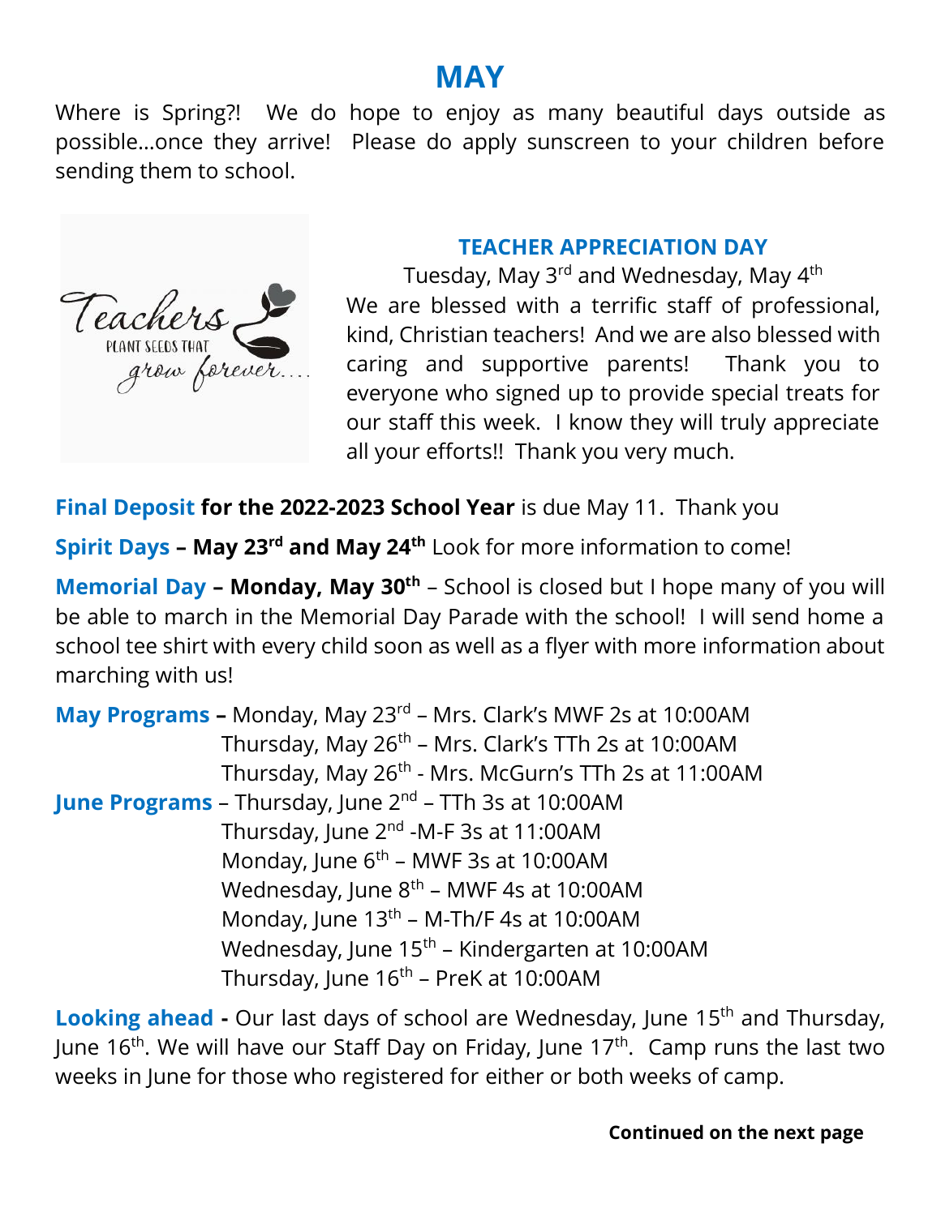# MAY

Where is Spring?! We do hope to enjoy as many beautiful days outside as possible…once they arrive! Please do apply sunscreen to your children before sending them to school.

Teachers PLANT SEEDS THAT grow forever….

## TEACHER APPRECIATION DAY

Tuesday, May 3rd and Wednesday, May 4th

We are blessed with a terrific staff of professional, kind, Christian teachers! And we are also blessed with caring and supportive parents! Thank you to everyone who signed up to provide special treats for our staff this week. I know they will truly appreciate all your efforts!! Thank you very much.

**Final Deposit for the 2022-2023 School Year** is due May 11. Thank you

**Spirit Days – May 23rd and May 24th** Look for more information to come!

**Memorial Day – Monday, May 30th** – School is closed but I hope many of you will be able to march in the Memorial Day Parade with the school! I will send home a school tee shirt with every child soon as well as a flyer with more information about marching with us!

**May Programs –** Monday, May 23rd – Mrs. Clark's MWF 2s at 10:00AM
Thursday, May 26th – Mrs. Clark's TTh 2s at 10:00AM
Thursday, May 26th - Mrs. McGurn's TTh 2s at 11:00AM

**June Programs** – Thursday, June 2nd – TTh 3s at 10:00AM
Thursday, June 2nd -M-F 3s at 11:00AM
Monday, June 6th – MWF 3s at 10:00AM
Wednesday, June 8th – MWF 4s at 10:00AM
Monday, June 13th – M-Th/F 4s at 10:00AM
Wednesday, June 15th – Kindergarten at 10:00AM
Thursday, June 16th – PreK at 10:00AM

**Looking ahead -** Our last days of school are Wednesday, June 15th and Thursday, June 16th. We will have our Staff Day on Friday, June 17th. Camp runs the last two weeks in June for those who registered for either or both weeks of camp.

**Continued on the next page**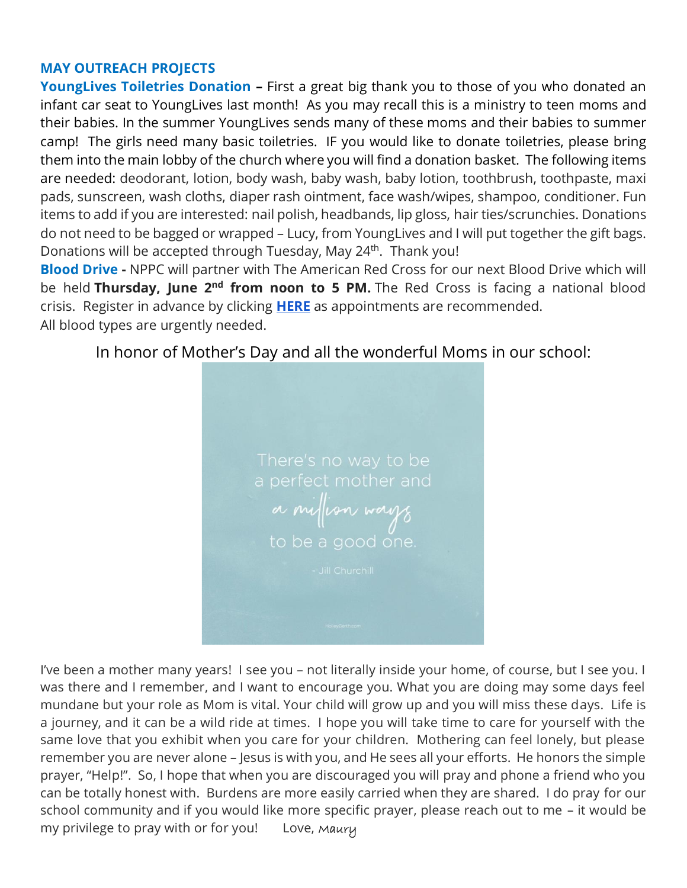## MAY OUTREACH PROJECTS

**YoungLives Toiletries Donation –** First a great big thank you to those of you who donated an infant car seat to YoungLives last month! As you may recall this is a ministry to teen moms and their babies. In the summer YoungLives sends many of these moms and their babies to summer camp! The girls need many basic toiletries. IF you would like to donate toiletries, please bring them into the main lobby of the church where you will find a donation basket. The following items are needed: deodorant, lotion, body wash, baby wash, baby lotion, toothbrush, toothpaste, maxi pads, sunscreen, wash cloths, diaper rash ointment, face wash/wipes, shampoo, conditioner. Fun items to add if you are interested: nail polish, headbands, lip gloss, hair ties/scrunchies. Donations do not need to be bagged or wrapped – Lucy, from YoungLives and I will put together the gift bags. Donations will be accepted through Tuesday, May 24th. Thank you!

**Blood Drive -** NPPC will partner with The American Red Cross for our next Blood Drive which will be held **Thursday, June 2nd from noon to 5 PM.** The Red Cross is facing a national blood crisis. Register in advance by clicking **HERE** as appointments are recommended.
All blood types are urgently needed.

In honor of Mother's Day and all the wonderful Moms in our school:

There's no way to be a perfect mother and a million ways to be a good one.

- Jill Churchill

HolleyGerth.com

I've been a mother many years! I see you – not literally inside your home, of course, but I see you. I was there and I remember, and I want to encourage you. What you are doing may some days feel mundane but your role as Mom is vital. Your child will grow up and you will miss these days. Life is a journey, and it can be a wild ride at times. I hope you will take time to care for yourself with the same love that you exhibit when you care for your children. Mothering can feel lonely, but please remember you are never alone – Jesus is with you, and He sees all your efforts. He honors the simple prayer, "Help!". So, I hope that when you are discouraged you will pray and phone a friend who you can be totally honest with. Burdens are more easily carried when they are shared. I do pray for our school community and if you would like more specific prayer, please reach out to me – it would be my privilege to pray with or for you! Love, *Maury*